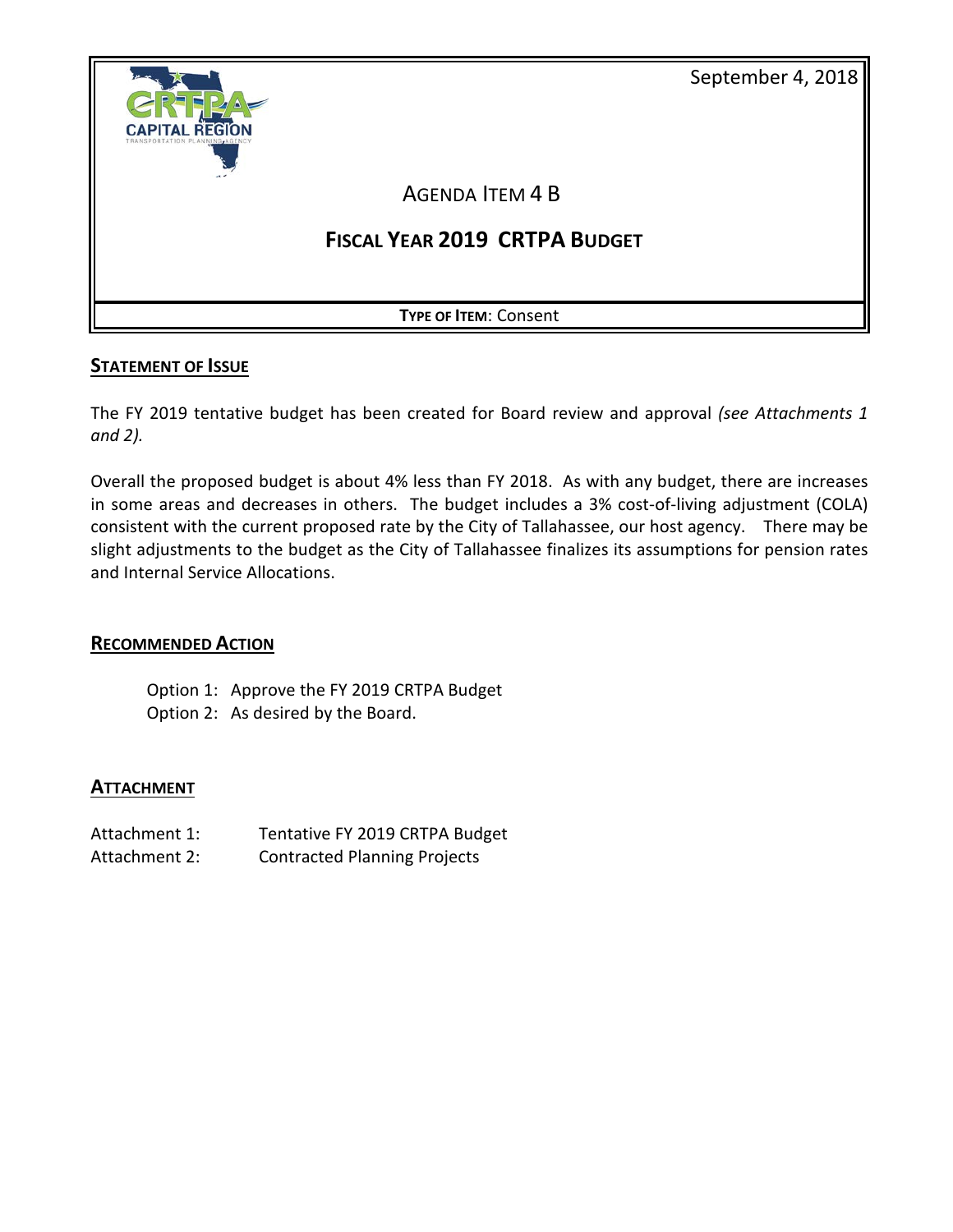September 4, 2018

# AGENDA ITEM 4 B

## FISCAL YEAR 2019 CRTPA BUDGET

**TYPE OF ITEM**: Consent

### STATEMENT OF ISSUE

The FY 2019 tentative budget has been created for Board review and approval *(see Attachments 1 and 2).*

Overall the proposed budget is about 4% less than FY 2018. As with any budget, there are increases in some areas and decreases in others. The budget includes a 3% cost-of-living adjustment (COLA) consistent with the current proposed rate by the City of Tallahassee, our host agency. There may be slight adjustments to the budget as the City of Tallahassee finalizes its assumptions for pension rates and Internal Service Allocations.

### RECOMMENDED ACTION

Option 1: Approve the FY 2019 CRTPA Budget
Option 2: As desired by the Board.

### ATTACHMENT

Attachment 1: Tentative FY 2019 CRTPA Budget
Attachment 2: Contracted Planning Projects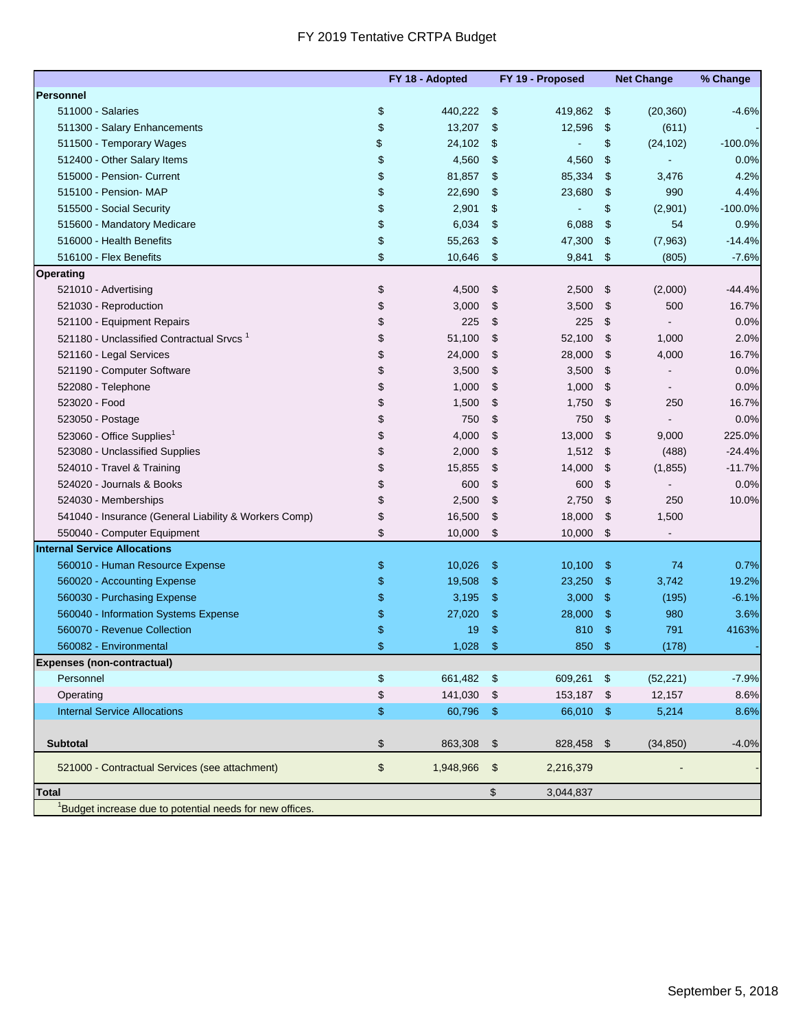# FY 2019 Tentative CRTPA Budget

| | FY 18 - Adopted | FY 19 - Proposed | Net Change | % Change |
|---|---|---|---|---|
| **Personnel** | | | | |
| 511000 - Salaries | $ 440,222 | $ 419,862 | $ (20,360) | -4.6% |
| 511300 - Salary Enhancements | $ 13,207 | $ 12,596 | $ (611) | - |
| 511500 - Temporary Wages | $ 24,102 | $ - | $ (24,102) | -100.0% |
| 512400 - Other Salary Items | $ 4,560 | $ 4,560 | $ - | 0.0% |
| 515000 - Pension- Current | $ 81,857 | $ 85,334 | $ 3,476 | 4.2% |
| 515100 - Pension- MAP | $ 22,690 | $ 23,680 | $ 990 | 4.4% |
| 515500 - Social Security | $ 2,901 | $ - | $ (2,901) | -100.0% |
| 515600 - Mandatory Medicare | $ 6,034 | $ 6,088 | $ 54 | 0.9% |
| 516000 - Health Benefits | $ 55,263 | $ 47,300 | $ (7,963) | -14.4% |
| 516100 - Flex Benefits | $ 10,646 | $ 9,841 | $ (805) | -7.6% |
| **Operating** | | | | |
| 521010 - Advertising | $ 4,500 | $ 2,500 | $ (2,000) | -44.4% |
| 521030 - Reproduction | $ 3,000 | $ 3,500 | $ 500 | 16.7% |
| 521100 - Equipment Repairs | $ 225 | $ 225 | $ - | 0.0% |
| 521180 - Unclassified Contractual Srvcs [1] | $ 51,100 | $ 52,100 | $ 1,000 | 2.0% |
| 521160 - Legal Services | $ 24,000 | $ 28,000 | $ 4,000 | 16.7% |
| 521190 - Computer Software | $ 3,500 | $ 3,500 | $ - | 0.0% |
| 522080 - Telephone | $ 1,000 | $ 1,000 | $ - | 0.0% |
| 523020 - Food | $ 1,500 | $ 1,750 | $ 250 | 16.7% |
| 523050 - Postage | $ 750 | $ 750 | $ - | 0.0% |
| 523060 - Office Supplies[1] | $ 4,000 | $ 13,000 | $ 9,000 | 225.0% |
| 523080 - Unclassified Supplies | $ 2,000 | $ 1,512 | $ (488) | -24.4% |
| 524010 - Travel & Training | $ 15,855 | $ 14,000 | $ (1,855) | -11.7% |
| 524020 - Journals & Books | $ 600 | $ 600 | $ - | 0.0% |
| 524030 - Memberships | $ 2,500 | $ 2,750 | $ 250 | 10.0% |
| 541040 - Insurance (General Liability & Workers Comp) | $ 16,500 | $ 18,000 | $ 1,500 | |
| 550040 - Computer Equipment | $ 10,000 | $ 10,000 | $ - | |
| **Internal Service Allocations** | | | | |
| 560010 - Human Resource Expense | $ 10,026 | $ 10,100 | $ 74 | 0.7% |
| 560020 - Accounting Expense | $ 19,508 | $ 23,250 | $ 3,742 | 19.2% |
| 560030 - Purchasing Expense | $ 3,195 | $ 3,000 | $ (195) | -6.1% |
| 560040 - Information Systems Expense | $ 27,020 | $ 28,000 | $ 980 | 3.6% |
| 560070 - Revenue Collection | $ 19 | $ 810 | $ 791 | 4163% |
| 560082 - Environmental | $ 1,028 | $ 850 | $ (178) | - |
| **Expenses (non-contractual)** | | | | |
| Personnel | $ 661,482 | $ 609,261 | $ (52,221) | -7.9% |
| Operating | $ 141,030 | $ 153,187 | $ 12,157 | 8.6% |
| Internal Service Allocations | $ 60,796 | $ 66,010 | $ 5,214 | 8.6% |
| **Subtotal** | $ 863,308 | $ 828,458 | $ (34,850) | -4.0% |
| 521000 - Contractual Services (see attachment) | $ 1,948,966 | $ 2,216,379 | - | - |
| **Total** | | $ 3,044,837 | | |

[1]Budget increase due to potential needs for new offices.

September 5, 2018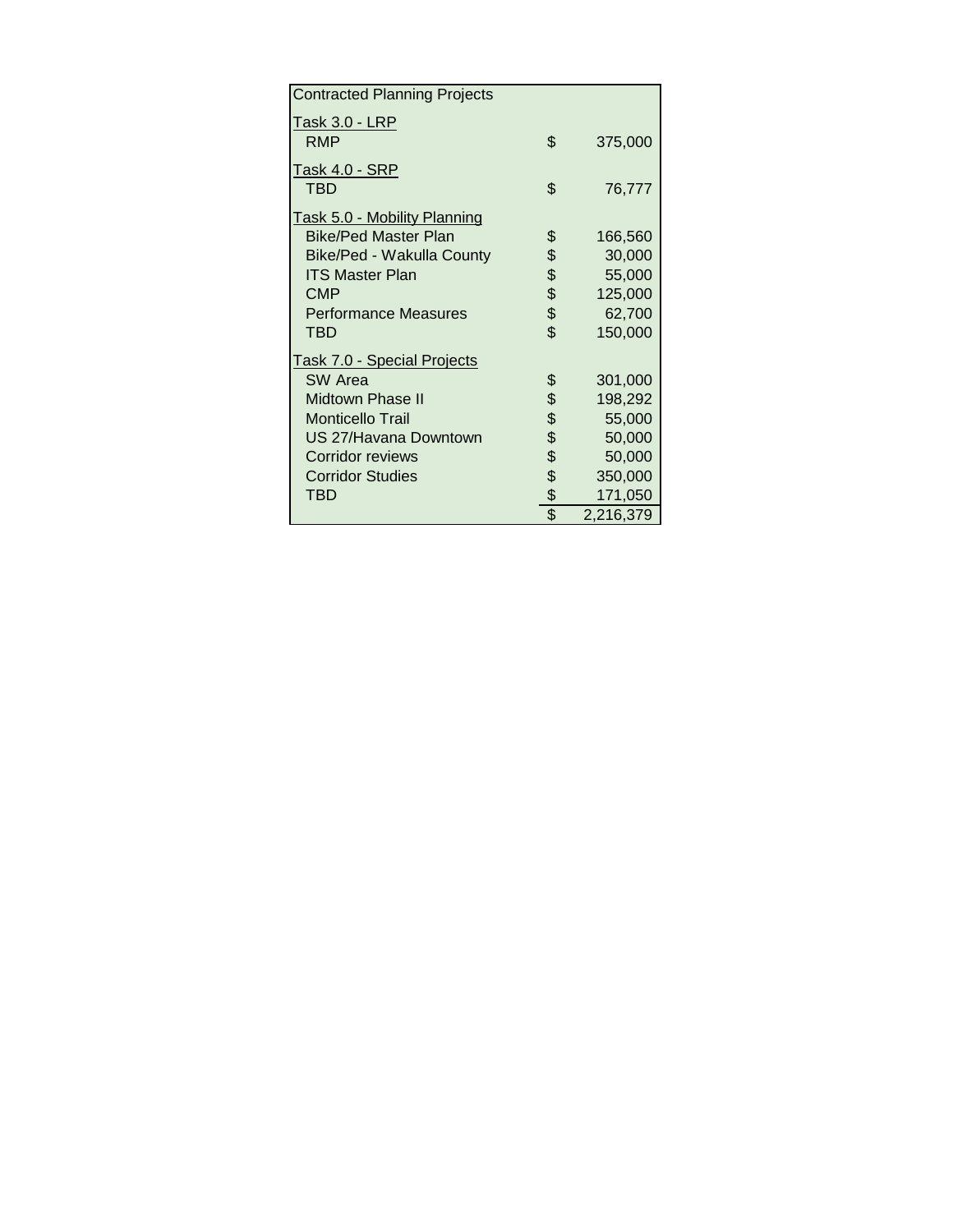| Contracted Planning Projects | | |
| --- | --- | --- |
| Task 3.0 - LRP | | |
| RMP | $ | 375,000 |
| Task 4.0 - SRP | | |
| TBD | $ | 76,777 |
| Task 5.0 - Mobility Planning | | |
| Bike/Ped Master Plan | $ | 166,560 |
| Bike/Ped - Wakulla County | $ | 30,000 |
| ITS Master Plan | $ | 55,000 |
| CMP | $ | 125,000 |
| Performance Measures | $ | 62,700 |
| TBD | $ | 150,000 |
| Task 7.0 - Special Projects | | |
| SW Area | $ | 301,000 |
| Midtown Phase II | $ | 198,292 |
| Monticello Trail | $ | 55,000 |
| US 27/Havana Downtown | $ | 50,000 |
| Corridor reviews | $ | 50,000 |
| Corridor Studies | $ | 350,000 |
| TBD | $ | 171,050 |
| | $ | 2,216,379 |